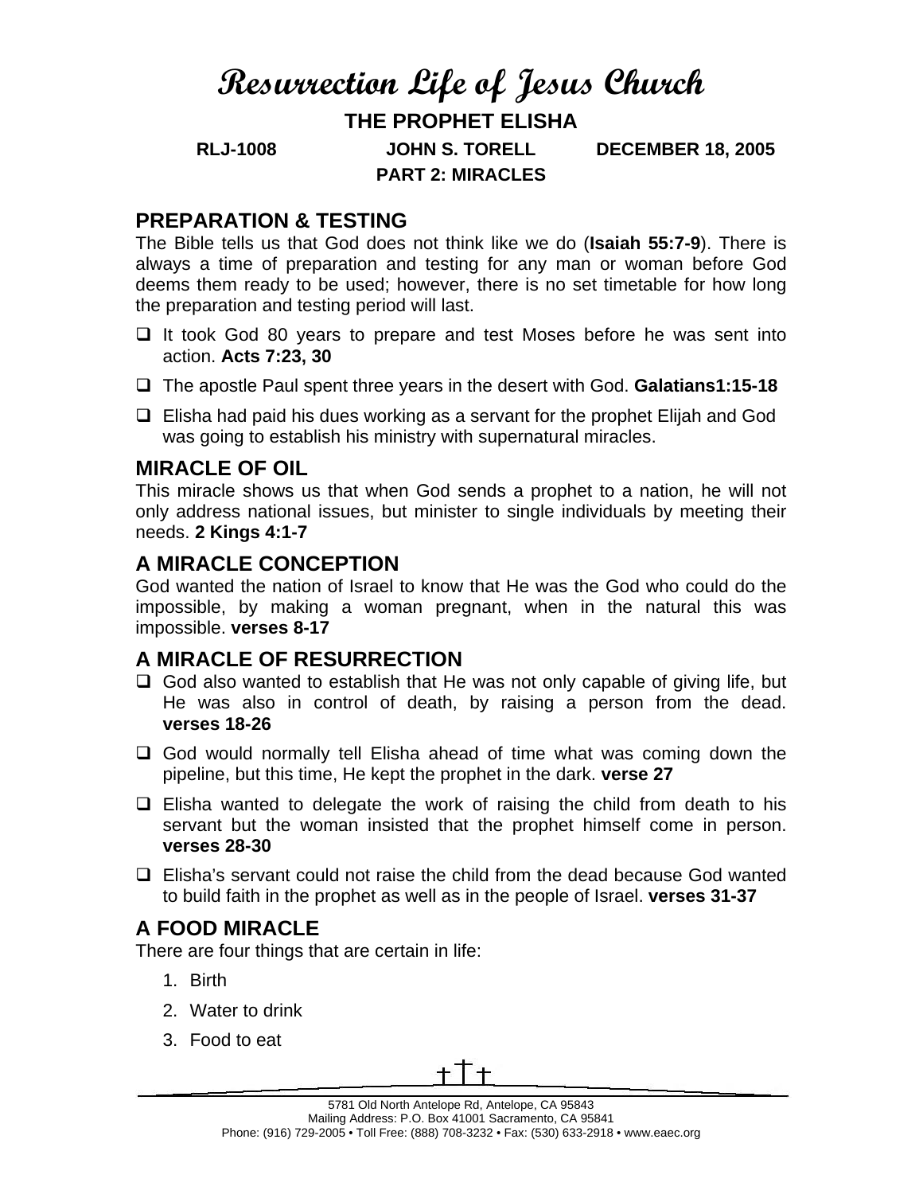# Resurrection Life of Jesus Church

## THE PROPHET ELISHA

**RLJ-1008** **JOHN S. TORELL** **DECEMBER 18, 2005**

**PART 2: MIRACLES**

## PREPARATION & TESTING

The Bible tells us that God does not think like we do (**Isaiah 55:7-9**). There is always a time of preparation and testing for any man or woman before God deems them ready to be used; however, there is no set timetable for how long the preparation and testing period will last.

- It took God 80 years to prepare and test Moses before he was sent into action. **Acts 7:23, 30**
- The apostle Paul spent three years in the desert with God. **Galatians1:15-18**
- Elisha had paid his dues working as a servant for the prophet Elijah and God was going to establish his ministry with supernatural miracles.

## MIRACLE OF OIL

This miracle shows us that when God sends a prophet to a nation, he will not only address national issues, but minister to single individuals by meeting their needs. **2 Kings 4:1-7**

## A MIRACLE CONCEPTION

God wanted the nation of Israel to know that He was the God who could do the impossible, by making a woman pregnant, when in the natural this was impossible. **verses 8-17**

## A MIRACLE OF RESURRECTION

- God also wanted to establish that He was not only capable of giving life, but He was also in control of death, by raising a person from the dead. **verses 18-26**
- God would normally tell Elisha ahead of time what was coming down the pipeline, but this time, He kept the prophet in the dark. **verse 27**
- Elisha wanted to delegate the work of raising the child from death to his servant but the woman insisted that the prophet himself come in person. **verses 28-30**
- Elisha's servant could not raise the child from the dead because God wanted to build faith in the prophet as well as in the people of Israel. **verses 31-37**

## A FOOD MIRACLE

There are four things that are certain in life:

1. Birth
2. Water to drink
3. Food to eat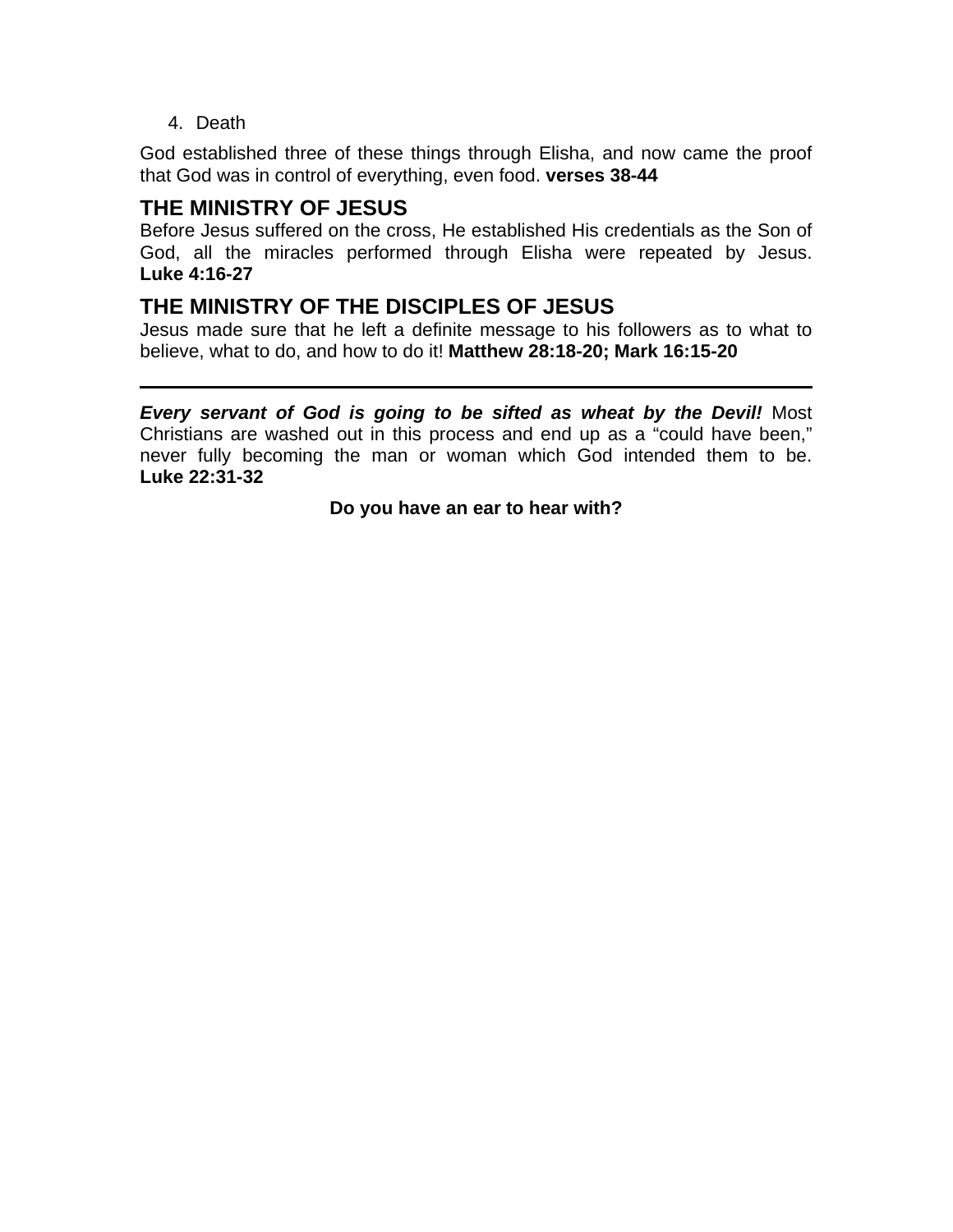4. Death

God established three of these things through Elisha, and now came the proof that God was in control of everything, even food. **verses 38-44**

## THE MINISTRY OF JESUS

Before Jesus suffered on the cross, He established His credentials as the Son of God, all the miracles performed through Elisha were repeated by Jesus. **Luke 4:16-27**

## THE MINISTRY OF THE DISCIPLES OF JESUS

Jesus made sure that he left a definite message to his followers as to what to believe, what to do, and how to do it! **Matthew 28:18-20; Mark 16:15-20**

---

***Every servant of God is going to be sifted as wheat by the Devil!*** Most Christians are washed out in this process and end up as a "could have been," never fully becoming the man or woman which God intended them to be. **Luke 22:31-32**

**Do you have an ear to hear with?**